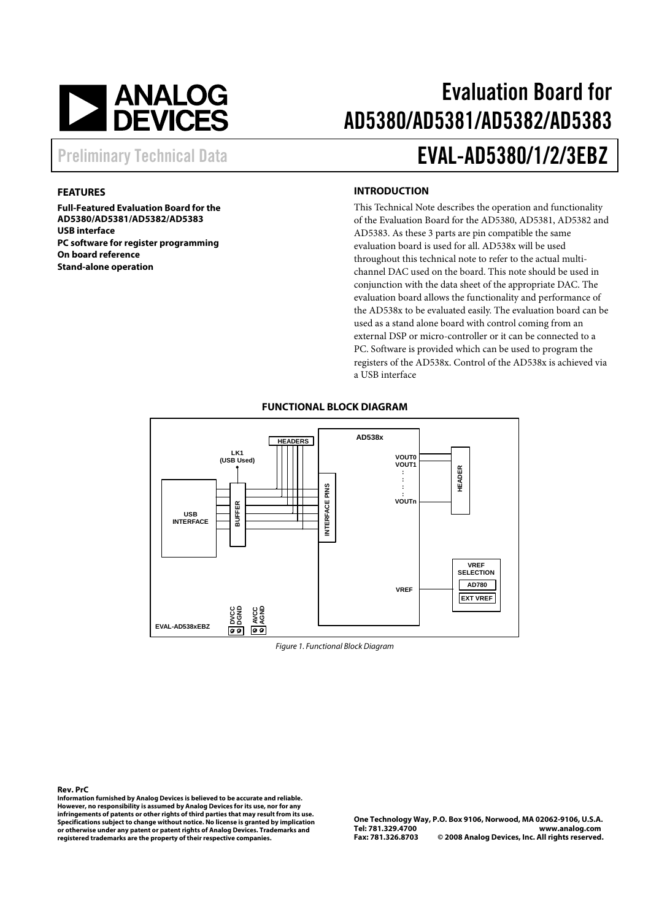# Evaluation Board for AD5380/AD5381/AD5382/AD5383

Preliminary Technical Data

# EVAL-AD5380/1/2/3EBZ

## FEATURES

**Full-Featured Evaluation Board for the AD5380/AD5381/AD5382/AD5383**
**USB interface**
**PC software for register programming**
**On board reference**
**Stand-alone operation**

## INTRODUCTION

This Technical Note describes the operation and functionality of the Evaluation Board for the AD5380, AD5381, AD5382 and AD5383. As these 3 parts are pin compatible the same evaluation board is used for all. AD538x will be used throughout this technical note to refer to the actual multi-channel DAC used on the board. This note should be used in conjunction with the data sheet of the appropriate DAC. The evaluation board allows the functionality and performance of the AD538x to be evaluated easily. The evaluation board can be used as a stand alone board with control coming from an external DSP or micro-controller or it can be connected to a PC. Software is provided which can be used to program the registers of the AD538x. Control of the AD538x is achieved via a USB interface

## FUNCTIONAL BLOCK DIAGRAM

*Figure 1. Functional Block Diagram*

**Rev. PrC**

**Information furnished by Analog Devices is believed to be accurate and reliable. However, no responsibility is assumed by Analog Devices for its use, nor for any infringements of patents or other rights of third parties that may result from its use. Specifications subject to change without notice. No license is granted by implication or otherwise under any patent or patent rights of Analog Devices. Trademarks and registered trademarks are the property of their respective companies.**

**One Technology Way, P.O. Box 9106, Norwood, MA 02062-9106, U.S.A.**
**Tel: 781.329.4700 www.analog.com**
**Fax: 781.326.8703 © 2008 Analog Devices, Inc. All rights reserved.**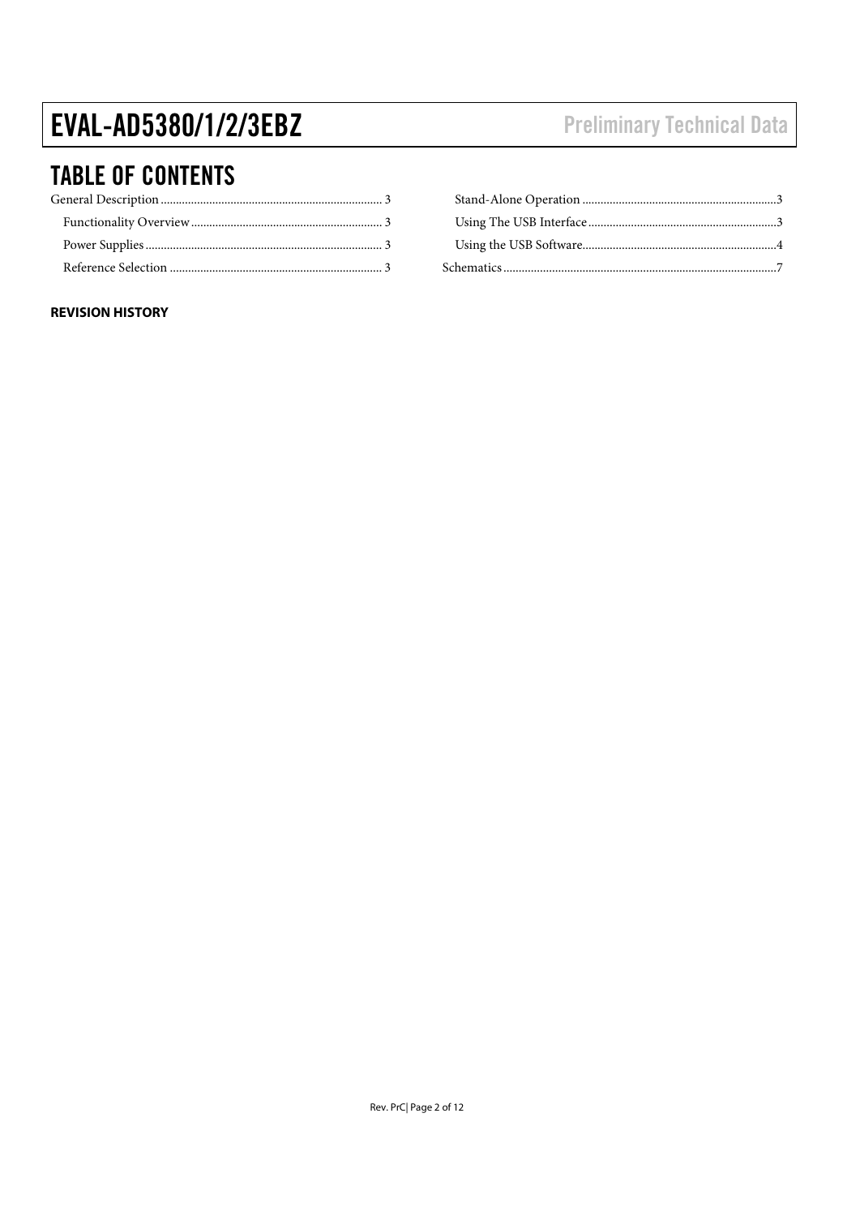## TABLE OF CONTENTS

General Description ........ 3

- Functionality Overview ........ 3
- Power Supplies ........ 3
- Reference Selection ........ 3
- Stand-Alone Operation ........ 3
- Using The USB Interface ........ 3
- Using the USB Software ........ 4

Schematics ........ 7

**REVISION HISTORY**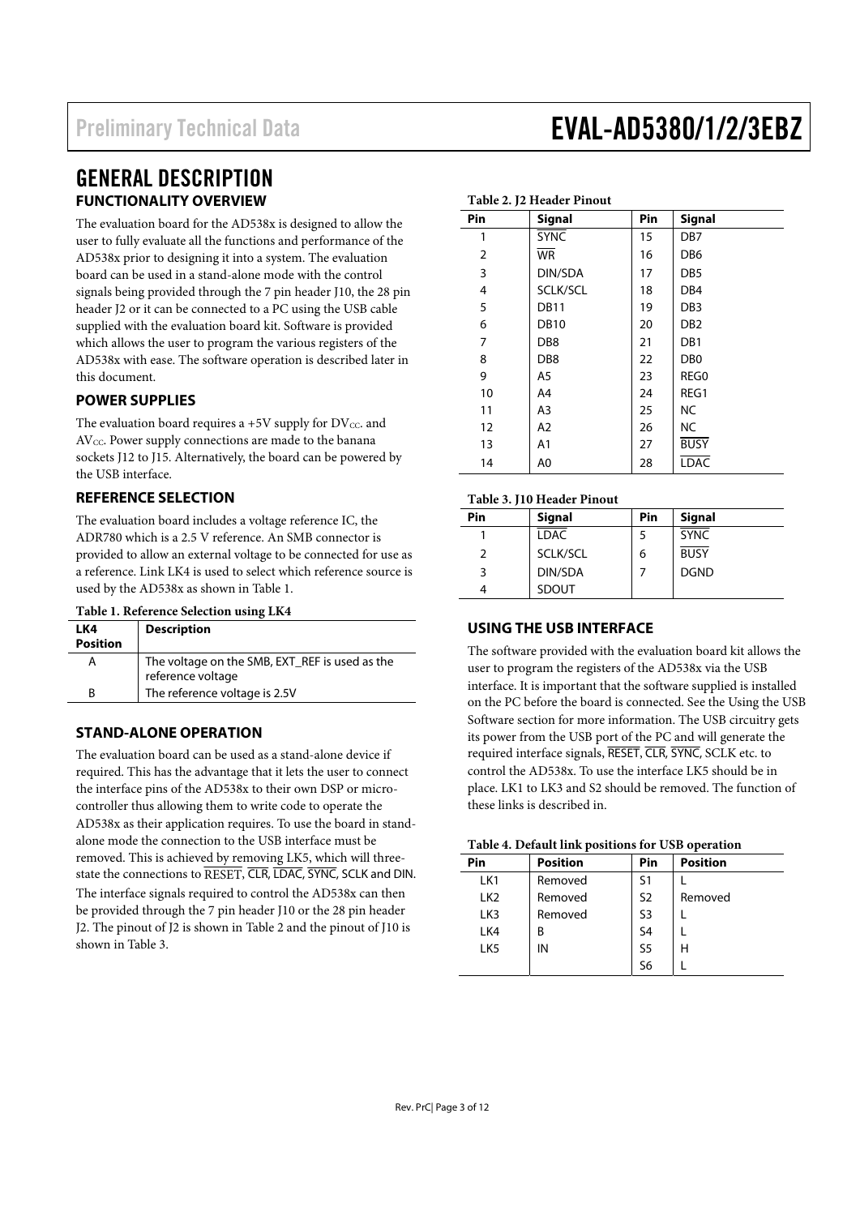## GENERAL DESCRIPTION

### FUNCTIONALITY OVERVIEW

The evaluation board for the AD538x is designed to allow the user to fully evaluate all the functions and performance of the AD538x prior to designing it into a system. The evaluation board can be used in a stand-alone mode with the control signals being provided through the 7 pin header J10, the 28 pin header J2 or it can be connected to a PC using the USB cable supplied with the evaluation board kit. Software is provided which allows the user to program the various registers of the AD538x with ease. The software operation is described later in this document.

### POWER SUPPLIES

The evaluation board requires a +5V supply for $DV_{CC}$. and $AV_{CC}$. Power supply connections are made to the banana sockets J12 to J15. Alternatively, the board can be powered by the USB interface.

### REFERENCE SELECTION

The evaluation board includes a voltage reference IC, the ADR780 which is a 2.5 V reference. An SMB connector is provided to allow an external voltage to be connected for use as a reference. Link LK4 is used to select which reference source is used by the AD538x as shown in Table 1.

**Table 1. Reference Selection using LK4**

| LK4 Position | Description |
|---|---|
| A | The voltage on the SMB, EXT_REF is used as the reference voltage |
| B | The reference voltage is 2.5V |

### STAND-ALONE OPERATION

The evaluation board can be used as a stand-alone device if required. This has the advantage that it lets the user to connect the interface pins of the AD538x to their own DSP or micro-controller thus allowing them to write code to operate the AD538x as their application requires. To use the board in stand-alone mode the connection to the USB interface must be removed. This is achieved by removing LK5, which will three-state the connections to $\overline{\text{RESET}}$, $\overline{\text{CLR}}$, $\overline{\text{LDAC}}$, $\overline{\text{SYNC}}$, SCLK and DIN.

The interface signals required to control the AD538x can then be provided through the 7 pin header J10 or the 28 pin header J2. The pinout of J2 is shown in Table 2 and the pinout of J10 is shown in Table 3.

**Table 2. J2 Header Pinout**

| Pin | Signal | Pin | Signal |
|---|---|---|---|
| 1 | $\overline{\text{SYNC}}$ | 15 | DB7 |
| 2 | $\overline{\text{WR}}$ | 16 | DB6 |
| 3 | DIN/SDA | 17 | DB5 |
| 4 | SCLK/SCL | 18 | DB4 |
| 5 | DB11 | 19 | DB3 |
| 6 | DB10 | 20 | DB2 |
| 7 | DB8 | 21 | DB1 |
| 8 | DB8 | 22 | DB0 |
| 9 | A5 | 23 | REG0 |
| 10 | A4 | 24 | REG1 |
| 11 | A3 | 25 | NC |
| 12 | A2 | 26 | NC |
| 13 | A1 | 27 | $\overline{\text{BUSY}}$ |
| 14 | A0 | 28 | $\overline{\text{LDAC}}$ |

**Table 3. J10 Header Pinout**

| Pin | Signal | Pin | Signal |
|---|---|---|---|
| 1 | $\overline{\text{LDAC}}$ | 5 | $\overline{\text{SYNC}}$ |
| 2 | SCLK/SCL | 6 | $\overline{\text{BUSY}}$ |
| 3 | DIN/SDA | 7 | DGND |
| 4 | SDOUT | | |

### USING THE USB INTERFACE

The software provided with the evaluation board kit allows the user to program the registers of the AD538x via the USB interface. It is important that the software supplied is installed on the PC before the board is connected. See the Using the USB Software section for more information. The USB circuitry gets its power from the USB port of the PC and will generate the required interface signals, $\overline{\text{RESET}}$, $\overline{\text{CLR}}$, $\overline{\text{SYNC}}$, SCLK etc. to control the AD538x. To use the interface LK5 should be in place. LK1 to LK3 and S2 should be removed. The function of these links is described in.

**Table 4. Default link positions for USB operation**

| Pin | Position | Pin | Position |
|---|---|---|---|
| LK1 | Removed | S1 | L |
| LK2 | Removed | S2 | Removed |
| LK3 | Removed | S3 | L |
| LK4 | B | S4 | L |
| LK5 | IN | S5 | H |
| | | S6 | L |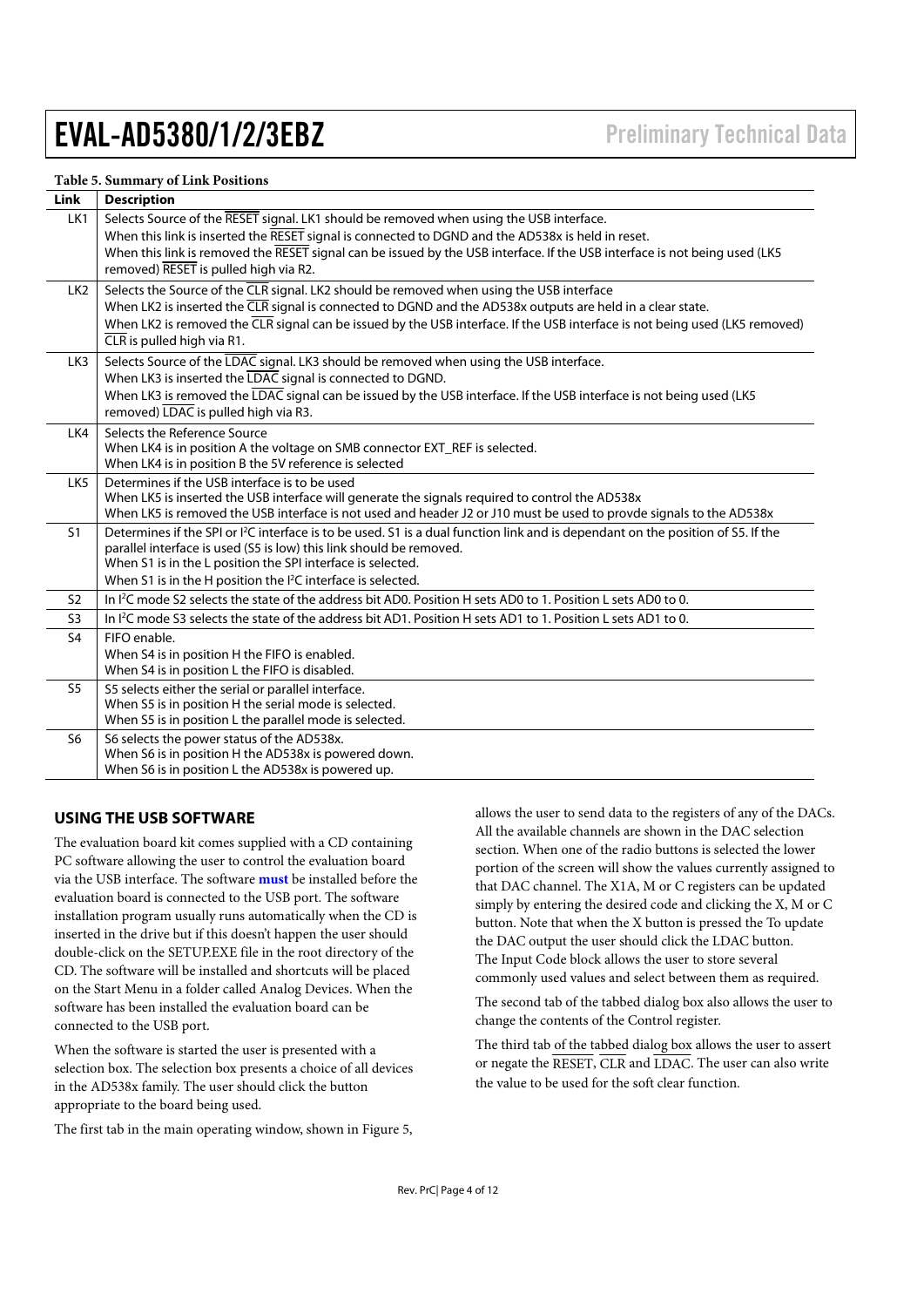**Table 5. Summary of Link Positions**

| Link | Description |
|---|---|
| LK1 | Selects Source of the $\overline{\text{RESET}}$ signal. LK1 should be removed when using the USB interface.<br>When this link is inserted the $\overline{\text{RESET}}$ signal is connected to DGND and the AD538x is held in reset.<br>When this link is removed the $\overline{\text{RESET}}$ signal can be issued by the USB interface. If the USB interface is not being used (LK5 removed) $\overline{\text{RESET}}$ is pulled high via R2. |
| LK2 | Selects the Source of the $\overline{\text{CLR}}$ signal. LK2 should be removed when using the USB interface<br>When LK2 is inserted the $\overline{\text{CLR}}$ signal is connected to DGND and the AD538x outputs are held in a clear state.<br>When LK2 is removed the $\overline{\text{CLR}}$ signal can be issued by the USB interface. If the USB interface is not being used (LK5 removed) $\overline{\text{CLR}}$ is pulled high via R1. |
| LK3 | Selects Source of the $\overline{\text{LDAC}}$ signal. LK3 should be removed when using the USB interface.<br>When LK3 is inserted the $\overline{\text{LDAC}}$ signal is connected to DGND.<br>When LK3 is removed the $\overline{\text{LDAC}}$ signal can be issued by the USB interface. If the USB interface is not being used (LK5 removed) $\overline{\text{LDAC}}$ is pulled high via R3. |
| LK4 | Selects the Reference Source<br>When LK4 is in position A the voltage on SMB connector EXT_REF is selected.<br>When LK4 is in position B the 5V reference is selected |
| LK5 | Determines if the USB interface is to be used<br>When LK5 is inserted the USB interface will generate the signals required to control the AD538x<br>When LK5 is removed the USB interface is not used and header J2 or J10 must be used to provde signals to the AD538x |
| S1 | Determines if the SPI or I²C interface is to be used. S1 is a dual function link and is dependant on the position of S5. If the parallel interface is used (S5 is low) this link should be removed.<br>When S1 is in the L position the SPI interface is selected.<br>When S1 is in the H position the I²C interface is selected. |
| S2 | In I²C mode S2 selects the state of the address bit AD0. Position H sets AD0 to 1. Position L sets AD0 to 0. |
| S3 | In I²C mode S3 selects the state of the address bit AD1. Position H sets AD1 to 1. Position L sets AD1 to 0. |
| S4 | FIFO enable.<br>When S4 is in position H the FIFO is enabled.<br>When S4 is in position L the FIFO is disabled. |
| S5 | S5 selects either the serial or parallel interface.<br>When S5 is in position H the serial mode is selected.<br>When S5 is in position L the parallel mode is selected. |
| S6 | S6 selects the power status of the AD538x.<br>When S6 is in position H the AD538x is powered down.<br>When S6 is in position L the AD538x is powered up. |

## USING THE USB SOFTWARE

The evaluation board kit comes supplied with a CD containing PC software allowing the user to control the evaluation board via the USB interface. The software **must** be installed before the evaluation board is connected to the USB port. The software installation program usually runs automatically when the CD is inserted in the drive but if this doesn't happen the user should double-click on the SETUP.EXE file in the root directory of the CD. The software will be installed and shortcuts will be placed on the Start Menu in a folder called Analog Devices. When the software has been installed the evaluation board can be connected to the USB port.

When the software is started the user is presented with a selection box. The selection box presents a choice of all devices in the AD538x family. The user should click the button appropriate to the board being used.

The first tab in the main operating window, shown in Figure 5, allows the user to send data to the registers of any of the DACs. All the available channels are shown in the DAC selection section. When one of the radio buttons is selected the lower portion of the screen will show the values currently assigned to that DAC channel. The X1A, M or C registers can be updated simply by entering the desired code and clicking the X, M or C button. Note that when the X button is pressed the To update the DAC output the user should click the LDAC button. The Input Code block allows the user to store several commonly used values and select between them as required.

The second tab of the tabbed dialog box also allows the user to change the contents of the Control register.

The third tab of the tabbed dialog box allows the user to assert or negate the $\overline{\text{RESET}}$, $\overline{\text{CLR}}$ and $\overline{\text{LDAC}}$. The user can also write the value to be used for the soft clear function.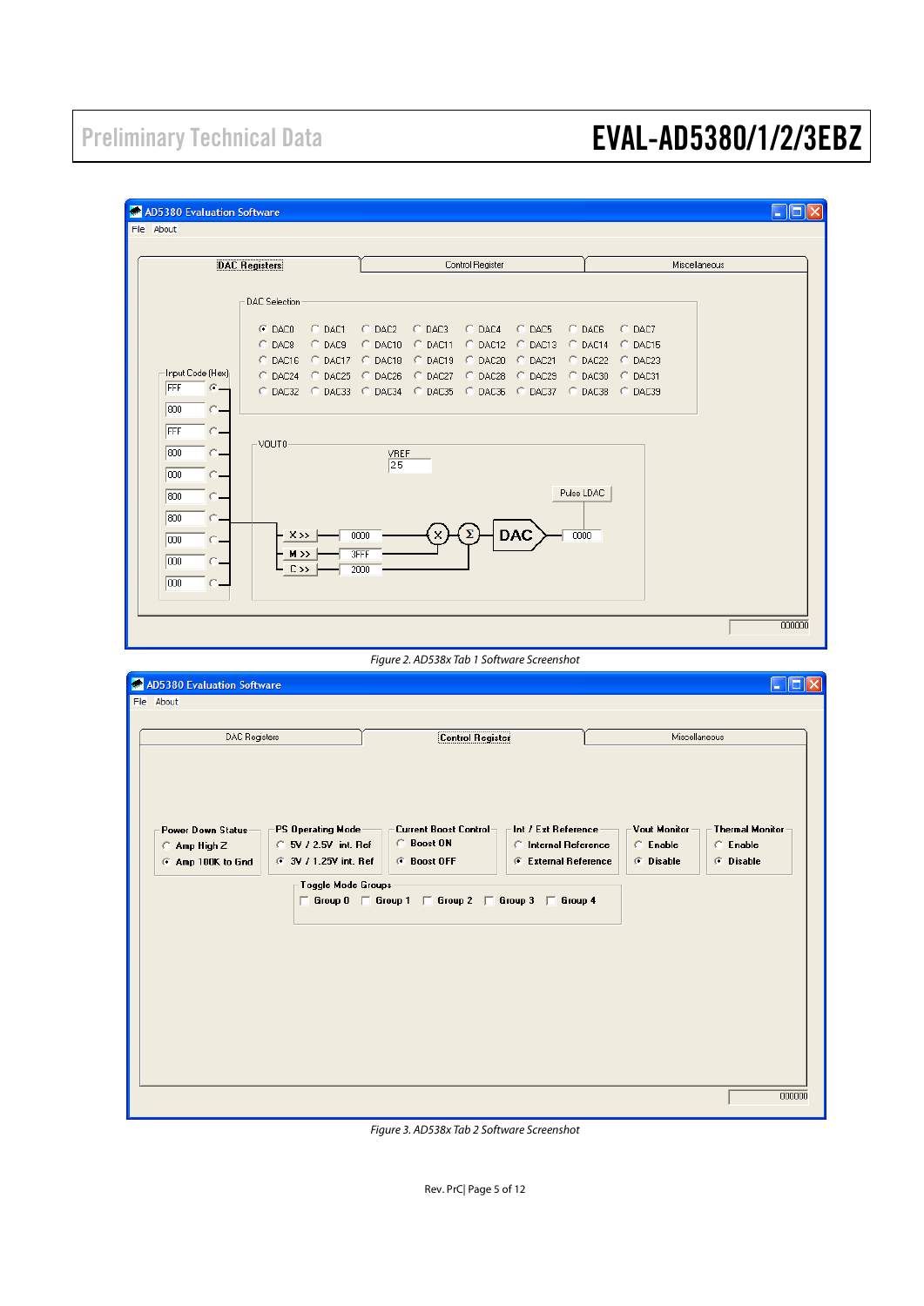Figure 2. AD538x Tab 1 Software Screenshot

Figure 3. AD538x Tab 2 Software Screenshot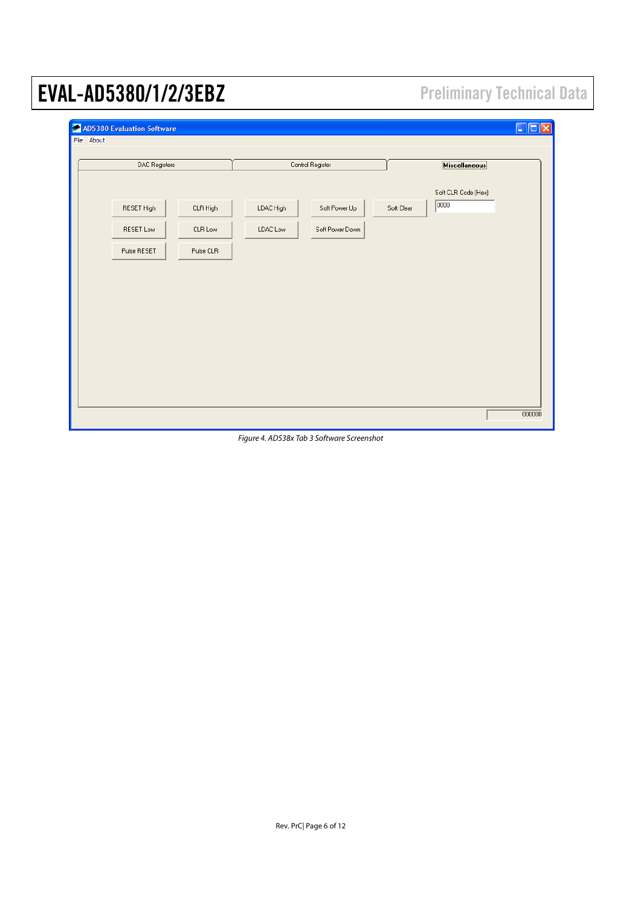Figure 4. AD538x Tab 3 Software Screenshot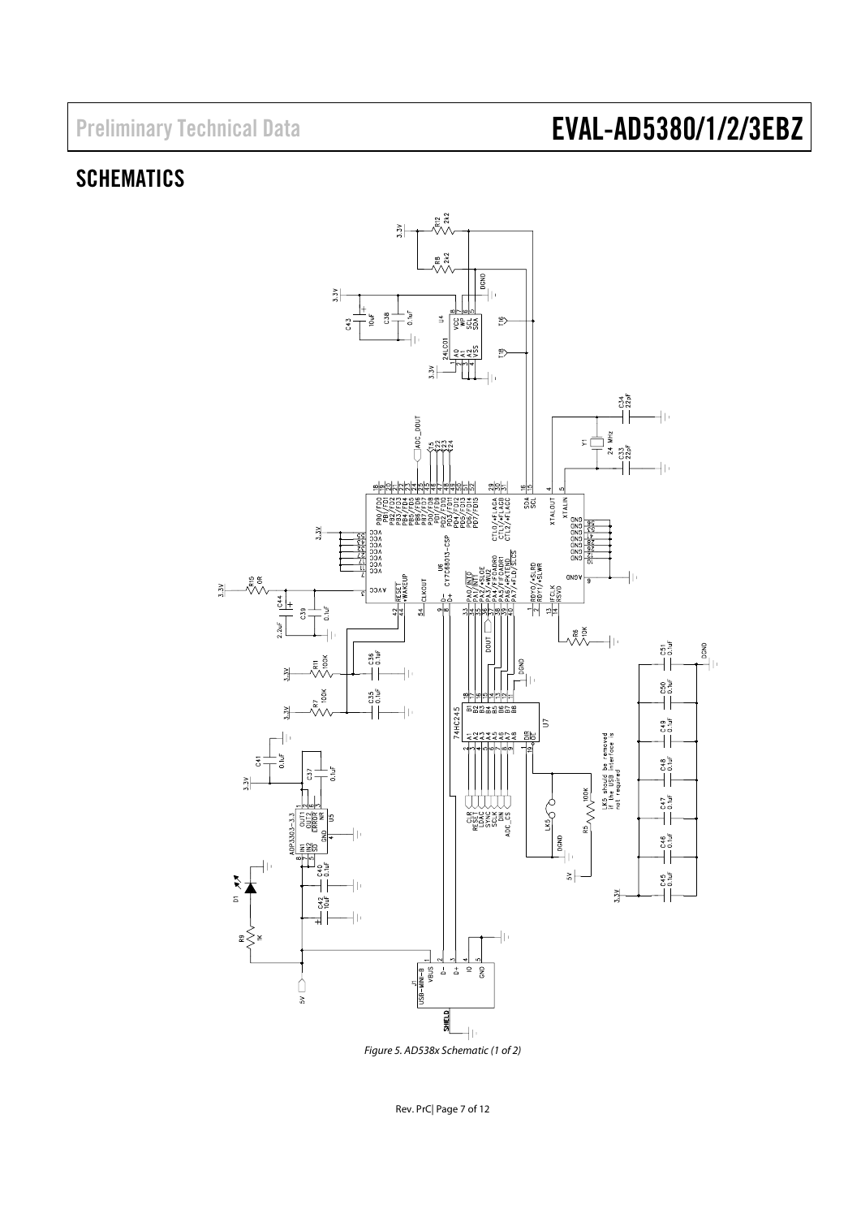## SCHEMATICS

Figure 5. AD538x Schematic (1 of 2)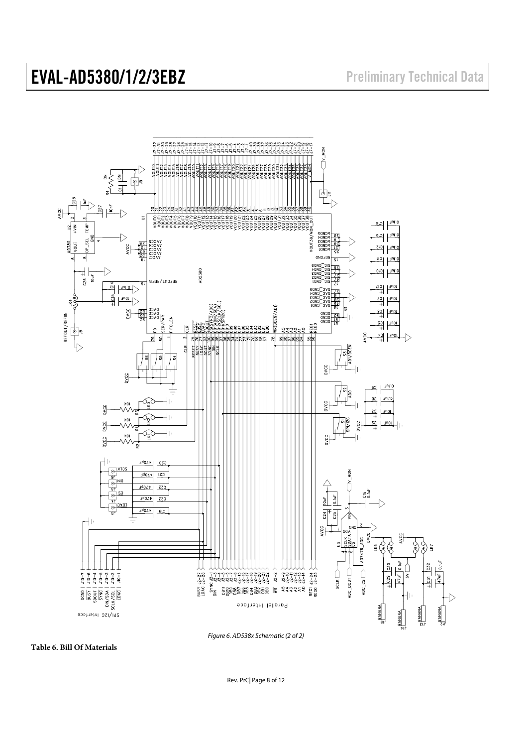Figure 6. AD538x Schematic (2 of 2)

**Table 6. Bill Of Materials**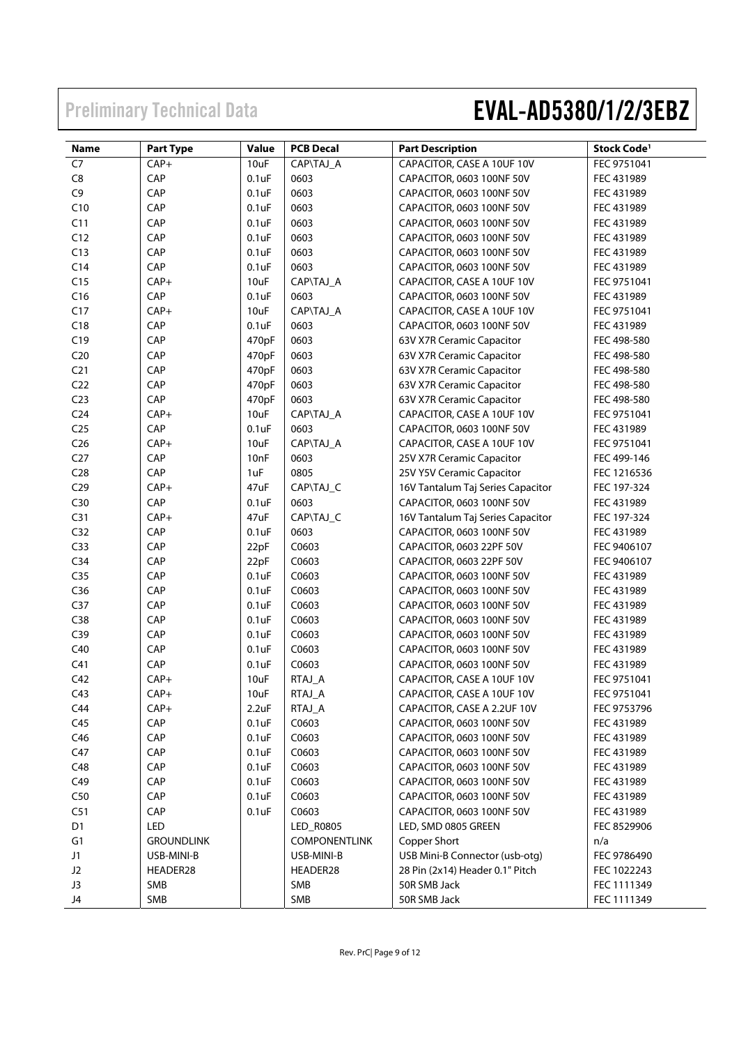| Name | Part Type | Value | PCB Decal | Part Description | Stock Code[1] |
|---|---|---|---|---|---|
| C7 | CAP+ | 10uF | CAP\TAJ_A | CAPACITOR, CASE A 10UF 10V | FEC 9751041 |
| C8 | CAP | 0.1uF | 0603 | CAPACITOR, 0603 100NF 50V | FEC 431989 |
| C9 | CAP | 0.1uF | 0603 | CAPACITOR, 0603 100NF 50V | FEC 431989 |
| C10 | CAP | 0.1uF | 0603 | CAPACITOR, 0603 100NF 50V | FEC 431989 |
| C11 | CAP | 0.1uF | 0603 | CAPACITOR, 0603 100NF 50V | FEC 431989 |
| C12 | CAP | 0.1uF | 0603 | CAPACITOR, 0603 100NF 50V | FEC 431989 |
| C13 | CAP | 0.1uF | 0603 | CAPACITOR, 0603 100NF 50V | FEC 431989 |
| C14 | CAP | 0.1uF | 0603 | CAPACITOR, 0603 100NF 50V | FEC 431989 |
| C15 | CAP+ | 10uF | CAP\TAJ_A | CAPACITOR, CASE A 10UF 10V | FEC 9751041 |
| C16 | CAP | 0.1uF | 0603 | CAPACITOR, 0603 100NF 50V | FEC 431989 |
| C17 | CAP+ | 10uF | CAP\TAJ_A | CAPACITOR, CASE A 10UF 10V | FEC 9751041 |
| C18 | CAP | 0.1uF | 0603 | CAPACITOR, 0603 100NF 50V | FEC 431989 |
| C19 | CAP | 470pF | 0603 | 63V X7R Ceramic Capacitor | FEC 498-580 |
| C20 | CAP | 470pF | 0603 | 63V X7R Ceramic Capacitor | FEC 498-580 |
| C21 | CAP | 470pF | 0603 | 63V X7R Ceramic Capacitor | FEC 498-580 |
| C22 | CAP | 470pF | 0603 | 63V X7R Ceramic Capacitor | FEC 498-580 |
| C23 | CAP | 470pF | 0603 | 63V X7R Ceramic Capacitor | FEC 498-580 |
| C24 | CAP+ | 10uF | CAP\TAJ_A | CAPACITOR, CASE A 10UF 10V | FEC 9751041 |
| C25 | CAP | 0.1uF | 0603 | CAPACITOR, 0603 100NF 50V | FEC 431989 |
| C26 | CAP+ | 10uF | CAP\TAJ_A | CAPACITOR, CASE A 10UF 10V | FEC 9751041 |
| C27 | CAP | 10nF | 0603 | 25V X7R Ceramic Capacitor | FEC 499-146 |
| C28 | CAP | 1uF | 0805 | 25V Y5V Ceramic Capacitor | FEC 1216536 |
| C29 | CAP+ | 47uF | CAP\TAJ_C | 16V Tantalum Taj Series Capacitor | FEC 197-324 |
| C30 | CAP | 0.1uF | 0603 | CAPACITOR, 0603 100NF 50V | FEC 431989 |
| C31 | CAP+ | 47uF | CAP\TAJ_C | 16V Tantalum Taj Series Capacitor | FEC 197-324 |
| C32 | CAP | 0.1uF | 0603 | CAPACITOR, 0603 100NF 50V | FEC 431989 |
| C33 | CAP | 22pF | C0603 | CAPACITOR, 0603 22PF 50V | FEC 9406107 |
| C34 | CAP | 22pF | C0603 | CAPACITOR, 0603 22PF 50V | FEC 9406107 |
| C35 | CAP | 0.1uF | C0603 | CAPACITOR, 0603 100NF 50V | FEC 431989 |
| C36 | CAP | 0.1uF | C0603 | CAPACITOR, 0603 100NF 50V | FEC 431989 |
| C37 | CAP | 0.1uF | C0603 | CAPACITOR, 0603 100NF 50V | FEC 431989 |
| C38 | CAP | 0.1uF | C0603 | CAPACITOR, 0603 100NF 50V | FEC 431989 |
| C39 | CAP | 0.1uF | C0603 | CAPACITOR, 0603 100NF 50V | FEC 431989 |
| C40 | CAP | 0.1uF | C0603 | CAPACITOR, 0603 100NF 50V | FEC 431989 |
| C41 | CAP | 0.1uF | C0603 | CAPACITOR, 0603 100NF 50V | FEC 431989 |
| C42 | CAP+ | 10uF | RTAJ_A | CAPACITOR, CASE A 10UF 10V | FEC 9751041 |
| C43 | CAP+ | 10uF | RTAJ_A | CAPACITOR, CASE A 10UF 10V | FEC 9751041 |
| C44 | CAP+ | 2.2uF | RTAJ_A | CAPACITOR, CASE A 2.2UF 10V | FEC 9753796 |
| C45 | CAP | 0.1uF | C0603 | CAPACITOR, 0603 100NF 50V | FEC 431989 |
| C46 | CAP | 0.1uF | C0603 | CAPACITOR, 0603 100NF 50V | FEC 431989 |
| C47 | CAP | 0.1uF | C0603 | CAPACITOR, 0603 100NF 50V | FEC 431989 |
| C48 | CAP | 0.1uF | C0603 | CAPACITOR, 0603 100NF 50V | FEC 431989 |
| C49 | CAP | 0.1uF | C0603 | CAPACITOR, 0603 100NF 50V | FEC 431989 |
| C50 | CAP | 0.1uF | C0603 | CAPACITOR, 0603 100NF 50V | FEC 431989 |
| C51 | CAP | 0.1uF | C0603 | CAPACITOR, 0603 100NF 50V | FEC 431989 |
| D1 | LED | | LED_R0805 | LED, SMD 0805 GREEN | FEC 8529906 |
| G1 | GROUNDLINK | | COMPONENTLINK | Copper Short | n/a |
| J1 | USB-MINI-B | | USB-MINI-B | USB Mini-B Connector (usb-otg) | FEC 9786490 |
| J2 | HEADER28 | | HEADER28 | 28 Pin (2x14) Header 0.1" Pitch | FEC 1022243 |
| J3 | SMB | | SMB | 50R SMB Jack | FEC 1111349 |
| J4 | SMB | | SMB | 50R SMB Jack | FEC 1111349 |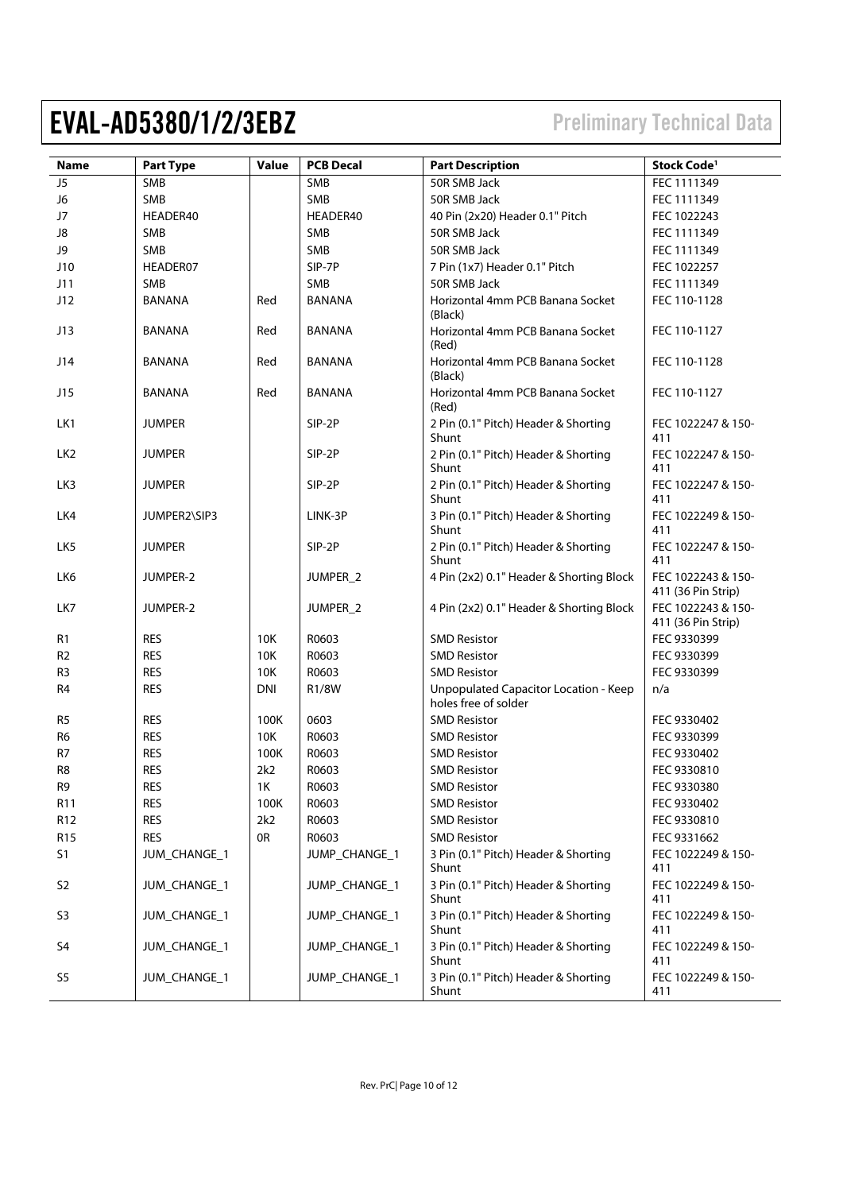| Name | Part Type | Value | PCB Decal | Part Description | Stock Code[1] |
|---|---|---|---|---|---|
| J5 | SMB | | SMB | 50R SMB Jack | FEC 1111349 |
| J6 | SMB | | SMB | 50R SMB Jack | FEC 1111349 |
| J7 | HEADER40 | | HEADER40 | 40 Pin (2x20) Header 0.1" Pitch | FEC 1022243 |
| J8 | SMB | | SMB | 50R SMB Jack | FEC 1111349 |
| J9 | SMB | | SMB | 50R SMB Jack | FEC 1111349 |
| J10 | HEADER07 | | SIP-7P | 7 Pin (1x7) Header 0.1" Pitch | FEC 1022257 |
| J11 | SMB | | SMB | 50R SMB Jack | FEC 1111349 |
| J12 | BANANA | Red | BANANA | Horizontal 4mm PCB Banana Socket (Black) | FEC 110-1128 |
| J13 | BANANA | Red | BANANA | Horizontal 4mm PCB Banana Socket (Red) | FEC 110-1127 |
| J14 | BANANA | Red | BANANA | Horizontal 4mm PCB Banana Socket (Black) | FEC 110-1128 |
| J15 | BANANA | Red | BANANA | Horizontal 4mm PCB Banana Socket (Red) | FEC 110-1127 |
| LK1 | JUMPER | | SIP-2P | 2 Pin (0.1" Pitch) Header & Shorting Shunt | FEC 1022247 & 150-411 |
| LK2 | JUMPER | | SIP-2P | 2 Pin (0.1" Pitch) Header & Shorting Shunt | FEC 1022247 & 150-411 |
| LK3 | JUMPER | | SIP-2P | 2 Pin (0.1" Pitch) Header & Shorting Shunt | FEC 1022247 & 150-411 |
| LK4 | JUMPER2\SIP3 | | LINK-3P | 3 Pin (0.1" Pitch) Header & Shorting Shunt | FEC 1022249 & 150-411 |
| LK5 | JUMPER | | SIP-2P | 2 Pin (0.1" Pitch) Header & Shorting Shunt | FEC 1022247 & 150-411 |
| LK6 | JUMPER-2 | | JUMPER_2 | 4 Pin (2x2) 0.1" Header & Shorting Block | FEC 1022243 & 150-411 (36 Pin Strip) |
| LK7 | JUMPER-2 | | JUMPER_2 | 4 Pin (2x2) 0.1" Header & Shorting Block | FEC 1022243 & 150-411 (36 Pin Strip) |
| R1 | RES | 10K | R0603 | SMD Resistor | FEC 9330399 |
| R2 | RES | 10K | R0603 | SMD Resistor | FEC 9330399 |
| R3 | RES | 10K | R0603 | SMD Resistor | FEC 9330399 |
| R4 | RES | DNI | R1/8W | Unpopulated Capacitor Location - Keep holes free of solder | n/a |
| R5 | RES | 100K | 0603 | SMD Resistor | FEC 9330402 |
| R6 | RES | 10K | R0603 | SMD Resistor | FEC 9330399 |
| R7 | RES | 100K | R0603 | SMD Resistor | FEC 9330402 |
| R8 | RES | 2k2 | R0603 | SMD Resistor | FEC 9330810 |
| R9 | RES | 1K | R0603 | SMD Resistor | FEC 9330380 |
| R11 | RES | 100K | R0603 | SMD Resistor | FEC 9330402 |
| R12 | RES | 2k2 | R0603 | SMD Resistor | FEC 9330810 |
| R15 | RES | 0R | R0603 | SMD Resistor | FEC 9331662 |
| S1 | JUM_CHANGE_1 | | JUMP_CHANGE_1 | 3 Pin (0.1" Pitch) Header & Shorting Shunt | FEC 1022249 & 150-411 |
| S2 | JUM_CHANGE_1 | | JUMP_CHANGE_1 | 3 Pin (0.1" Pitch) Header & Shorting Shunt | FEC 1022249 & 150-411 |
| S3 | JUM_CHANGE_1 | | JUMP_CHANGE_1 | 3 Pin (0.1" Pitch) Header & Shorting Shunt | FEC 1022249 & 150-411 |
| S4 | JUM_CHANGE_1 | | JUMP_CHANGE_1 | 3 Pin (0.1" Pitch) Header & Shorting Shunt | FEC 1022249 & 150-411 |
| S5 | JUM_CHANGE_1 | | JUMP_CHANGE_1 | 3 Pin (0.1" Pitch) Header & Shorting Shunt | FEC 1022249 & 150-411 |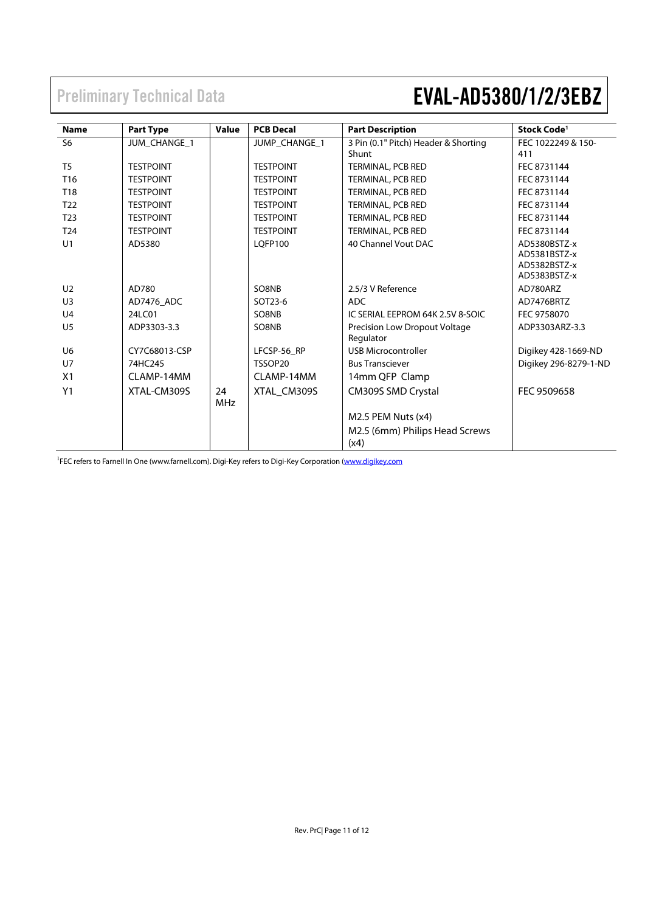| Name | Part Type | Value | PCB Decal | Part Description | Stock Code[1] |
|---|---|---|---|---|---|
| S6 | JUM_CHANGE_1 | | JUMP_CHANGE_1 | 3 Pin (0.1" Pitch) Header & Shorting Shunt | FEC 1022249 & 150-411 |
| T5 | TESTPOINT | | TESTPOINT | TERMINAL, PCB RED | FEC 8731144 |
| T16 | TESTPOINT | | TESTPOINT | TERMINAL, PCB RED | FEC 8731144 |
| T18 | TESTPOINT | | TESTPOINT | TERMINAL, PCB RED | FEC 8731144 |
| T22 | TESTPOINT | | TESTPOINT | TERMINAL, PCB RED | FEC 8731144 |
| T23 | TESTPOINT | | TESTPOINT | TERMINAL, PCB RED | FEC 8731144 |
| T24 | TESTPOINT | | TESTPOINT | TERMINAL, PCB RED | FEC 8731144 |
| U1 | AD5380 | | LQFP100 | 40 Channel Vout DAC | AD5380BSTZ-x AD5381BSTZ-x AD5382BSTZ-x AD5383BSTZ-x |
| U2 | AD780 | | SO8NB | 2.5/3 V Reference | AD780ARZ |
| U3 | AD7476_ADC | | SOT23-6 | ADC | AD7476BRTZ |
| U4 | 24LC01 | | SO8NB | IC SERIAL EEPROM 64K 2.5V 8-SOIC | FEC 9758070 |
| U5 | ADP3303-3.3 | | SO8NB | Precision Low Dropout Voltage Regulator | ADP3303ARZ-3.3 |
| U6 | CY7C68013-CSP | | LFCSP-56_RP | USB Microcontroller | Digikey 428-1669-ND |
| U7 | 74HC245 | | TSSOP20 | Bus Transciever | Digikey 296-8279-1-ND |
| X1 | CLAMP-14MM | | CLAMP-14MM | 14mm QFP Clamp | |
| Y1 | XTAL-CM309S | 24 MHz | XTAL_CM309S | CM309S SMD Crystal | FEC 9509658 |
| | | | | M2.5 PEM Nuts (x4) | |
| | | | | M2.5 (6mm) Philips Head Screws (x4) | |

[1]FEC refers to Farnell In One (www.farnell.com). Digi-Key refers to Digi-Key Corporation (www.digikey.com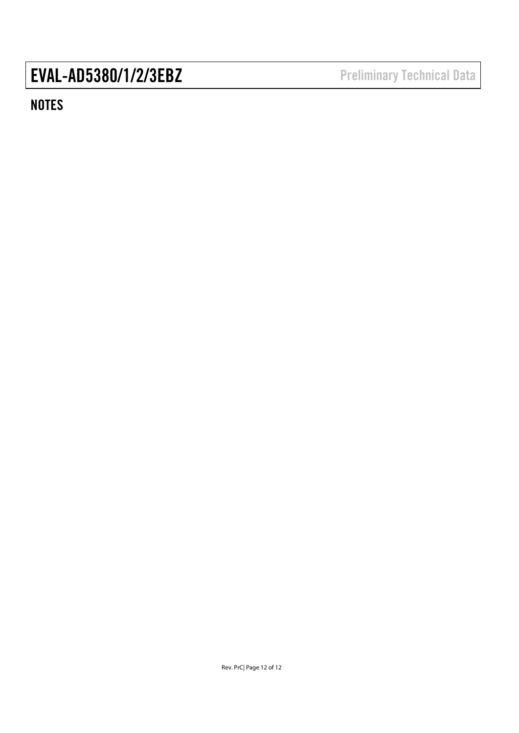## NOTES